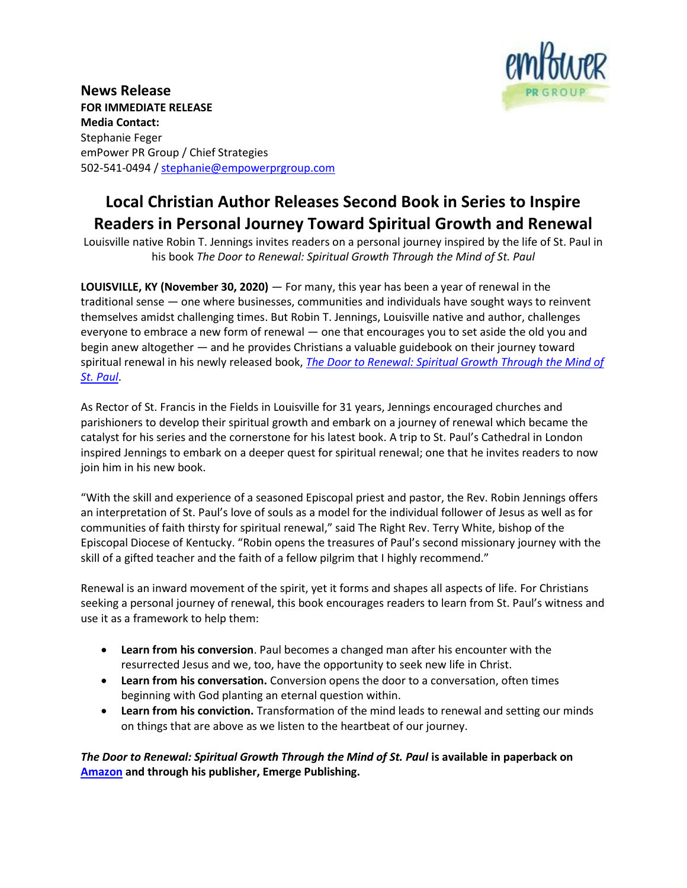**News Release**
**FOR IMMEDIATE RELEASE**
**Media Contact:**
Stephanie Feger
emPower PR Group / Chief Strategies
502-541-0494 / [stephanie@empowerprgroup.com](mailto:stephanie@empowerprgroup.com)

# Local Christian Author Releases Second Book in Series to Inspire Readers in Personal Journey Toward Spiritual Growth and Renewal

Louisville native Robin T. Jennings invites readers on a personal journey inspired by the life of St. Paul in his book *The Door to Renewal: Spiritual Growth Through the Mind of St. Paul*

**LOUISVILLE, KY (November 30, 2020)** — For many, this year has been a year of renewal in the traditional sense — one where businesses, communities and individuals have sought ways to reinvent themselves amidst challenging times. But Robin T. Jennings, Louisville native and author, challenges everyone to embrace a new form of renewal — one that encourages you to set aside the old you and begin anew altogether — and he provides Christians a valuable guidebook on their journey toward spiritual renewal in his newly released book, *The Door to Renewal: Spiritual Growth Through the Mind of St. Paul*.

As Rector of St. Francis in the Fields in Louisville for 31 years, Jennings encouraged churches and parishioners to develop their spiritual growth and embark on a journey of renewal which became the catalyst for his series and the cornerstone for his latest book. A trip to St. Paul's Cathedral in London inspired Jennings to embark on a deeper quest for spiritual renewal; one that he invites readers to now join him in his new book.

"With the skill and experience of a seasoned Episcopal priest and pastor, the Rev. Robin Jennings offers an interpretation of St. Paul's love of souls as a model for the individual follower of Jesus as well as for communities of faith thirsty for spiritual renewal," said The Right Rev. Terry White, bishop of the Episcopal Diocese of Kentucky. "Robin opens the treasures of Paul's second missionary journey with the skill of a gifted teacher and the faith of a fellow pilgrim that I highly recommend."

Renewal is an inward movement of the spirit, yet it forms and shapes all aspects of life. For Christians seeking a personal journey of renewal, this book encourages readers to learn from St. Paul's witness and use it as a framework to help them:

- **Learn from his conversion**. Paul becomes a changed man after his encounter with the resurrected Jesus and we, too, have the opportunity to seek new life in Christ.
- **Learn from his conversation.** Conversion opens the door to a conversation, often times beginning with God planting an eternal question within.
- **Learn from his conviction.** Transformation of the mind leads to renewal and setting our minds on things that are above as we listen to the heartbeat of our journey.

***The Door to Renewal: Spiritual Growth Through the Mind of St. Paul* is available in paperback on Amazon and through his publisher, Emerge Publishing.**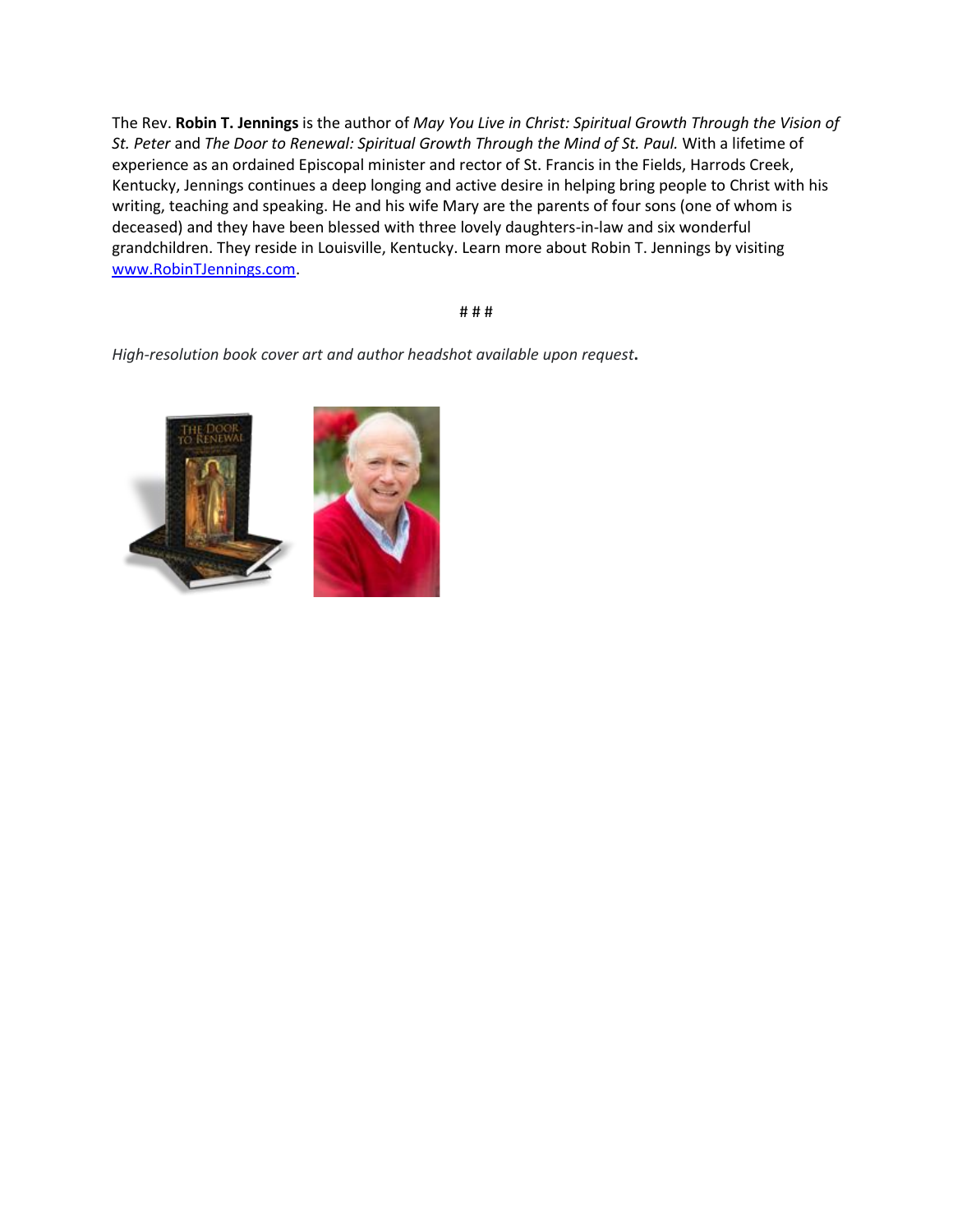The Rev. **Robin T. Jennings** is the author of *May You Live in Christ: Spiritual Growth Through the Vision of St. Peter* and *The Door to Renewal: Spiritual Growth Through the Mind of St. Paul.* With a lifetime of experience as an ordained Episcopal minister and rector of St. Francis in the Fields, Harrods Creek, Kentucky, Jennings continues a deep longing and active desire in helping bring people to Christ with his writing, teaching and speaking. He and his wife Mary are the parents of four sons (one of whom is deceased) and they have been blessed with three lovely daughters-in-law and six wonderful grandchildren. They reside in Louisville, Kentucky. Learn more about Robin T. Jennings by visiting [www.RobinTJennings.com](http://www.RobinTJennings.com).

# # #

*High-resolution book cover art and author headshot available upon request***.**